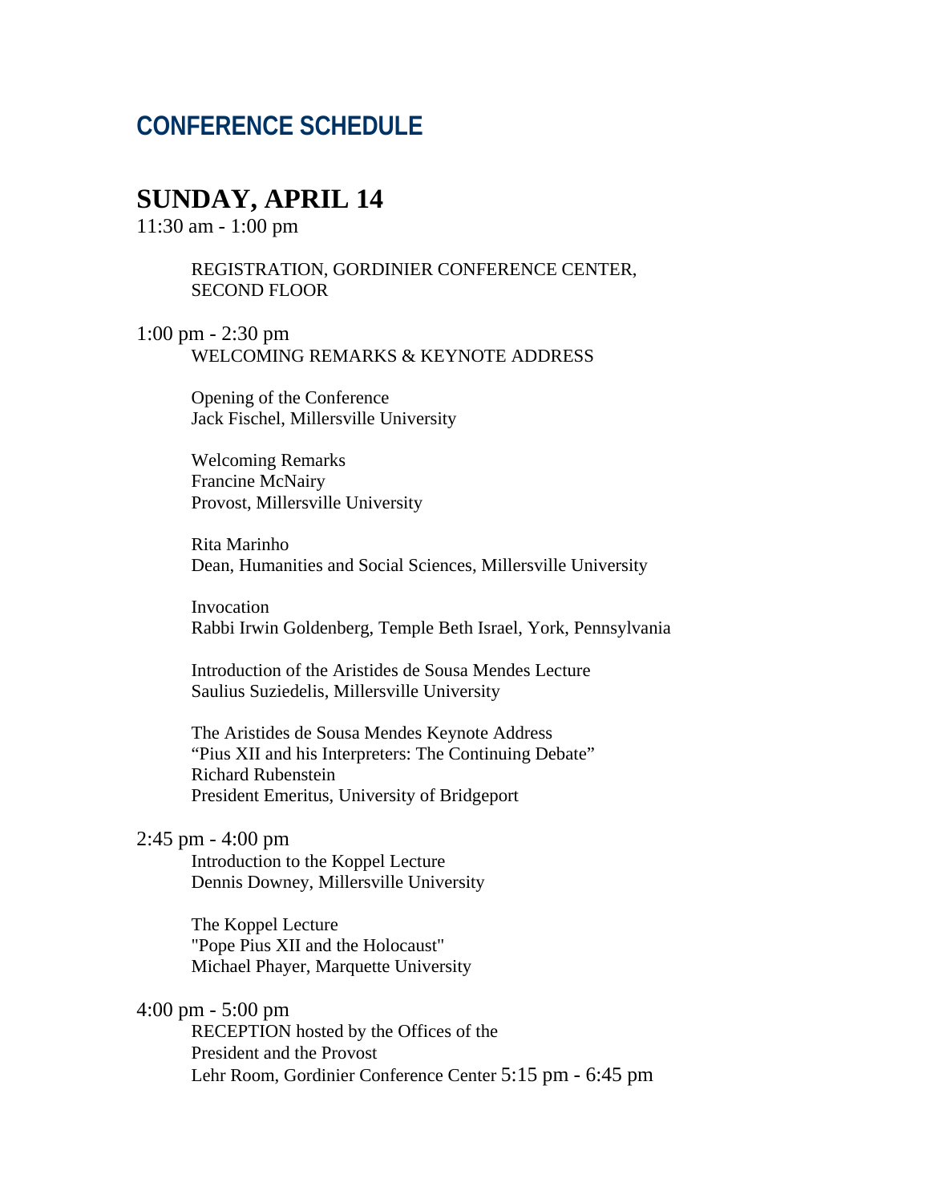# CONFERENCE SCHEDULE

## SUNDAY, APRIL 14

11:30 am - 1:00 pm

REGISTRATION, GORDINIER CONFERENCE CENTER, SECOND FLOOR

1:00 pm - 2:30 pm

WELCOMING REMARKS & KEYNOTE ADDRESS

Opening of the Conference
Jack Fischel, Millersville University

Welcoming Remarks
Francine McNairy
Provost, Millersville University

Rita Marinho
Dean, Humanities and Social Sciences, Millersville University

Invocation
Rabbi Irwin Goldenberg, Temple Beth Israel, York, Pennsylvania

Introduction of the Aristides de Sousa Mendes Lecture
Saulius Suziedelis, Millersville University

The Aristides de Sousa Mendes Keynote Address
"Pius XII and his Interpreters: The Continuing Debate"
Richard Rubenstein
President Emeritus, University of Bridgeport

2:45 pm - 4:00 pm

Introduction to the Koppel Lecture
Dennis Downey, Millersville University

The Koppel Lecture
"Pope Pius XII and the Holocaust"
Michael Phayer, Marquette University

4:00 pm - 5:00 pm

RECEPTION hosted by the Offices of the President and the Provost
Lehr Room, Gordinier Conference Center

5:15 pm - 6:45 pm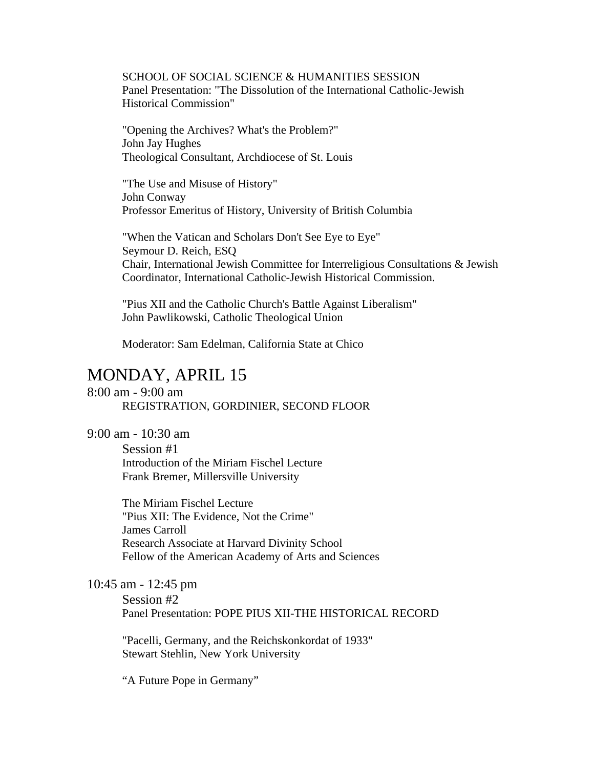SCHOOL OF SOCIAL SCIENCE & HUMANITIES SESSION
Panel Presentation: "The Dissolution of the International Catholic-Jewish Historical Commission"

"Opening the Archives? What's the Problem?"
John Jay Hughes
Theological Consultant, Archdiocese of St. Louis

"The Use and Misuse of History"
John Conway
Professor Emeritus of History, University of British Columbia

"When the Vatican and Scholars Don't See Eye to Eye"
Seymour D. Reich, ESQ
Chair, International Jewish Committee for Interreligious Consultations & Jewish Coordinator, International Catholic-Jewish Historical Commission.

"Pius XII and the Catholic Church's Battle Against Liberalism"
John Pawlikowski, Catholic Theological Union

Moderator: Sam Edelman, California State at Chico

## MONDAY, APRIL 15

8:00 am - 9:00 am
REGISTRATION, GORDINIER, SECOND FLOOR

9:00 am - 10:30 am
Session #1
Introduction of the Miriam Fischel Lecture
Frank Bremer, Millersville University

The Miriam Fischel Lecture
"Pius XII: The Evidence, Not the Crime"
James Carroll
Research Associate at Harvard Divinity School
Fellow of the American Academy of Arts and Sciences

10:45 am - 12:45 pm
Session #2
Panel Presentation: POPE PIUS XII-THE HISTORICAL RECORD

"Pacelli, Germany, and the Reichskonkordat of 1933"
Stewart Stehlin, New York University

"A Future Pope in Germany"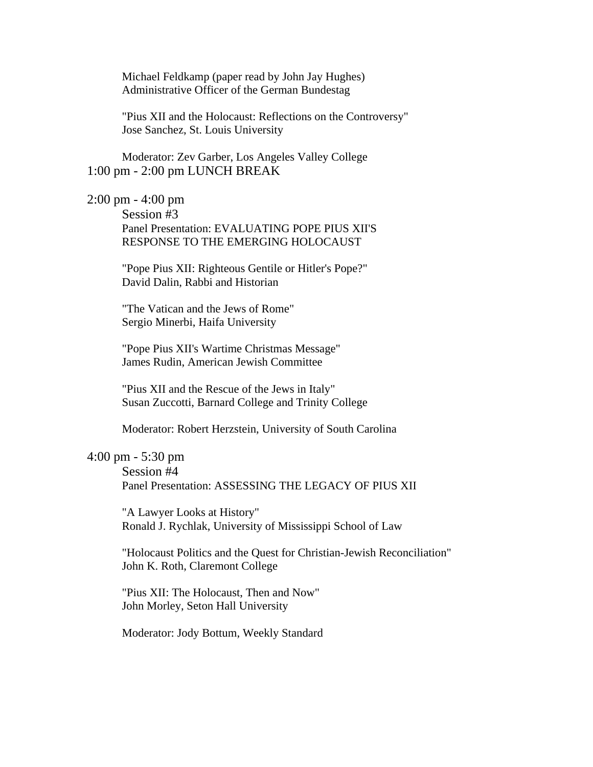Michael Feldkamp (paper read by John Jay Hughes)
Administrative Officer of the German Bundestag

"Pius XII and the Holocaust: Reflections on the Controversy"
Jose Sanchez, St. Louis University

Moderator: Zev Garber, Los Angeles Valley College

1:00 pm - 2:00 pm LUNCH BREAK

2:00 pm - 4:00 pm

Session #3
Panel Presentation: EVALUATING POPE PIUS XII'S RESPONSE TO THE EMERGING HOLOCAUST

"Pope Pius XII: Righteous Gentile or Hitler's Pope?"
David Dalin, Rabbi and Historian

"The Vatican and the Jews of Rome"
Sergio Minerbi, Haifa University

"Pope Pius XII's Wartime Christmas Message"
James Rudin, American Jewish Committee

"Pius XII and the Rescue of the Jews in Italy"
Susan Zuccotti, Barnard College and Trinity College

Moderator: Robert Herzstein, University of South Carolina

4:00 pm - 5:30 pm

Session #4
Panel Presentation: ASSESSING THE LEGACY OF PIUS XII

"A Lawyer Looks at History"
Ronald J. Rychlak, University of Mississippi School of Law

"Holocaust Politics and the Quest for Christian-Jewish Reconciliation"
John K. Roth, Claremont College

"Pius XII: The Holocaust, Then and Now"
John Morley, Seton Hall University

Moderator: Jody Bottum, Weekly Standard